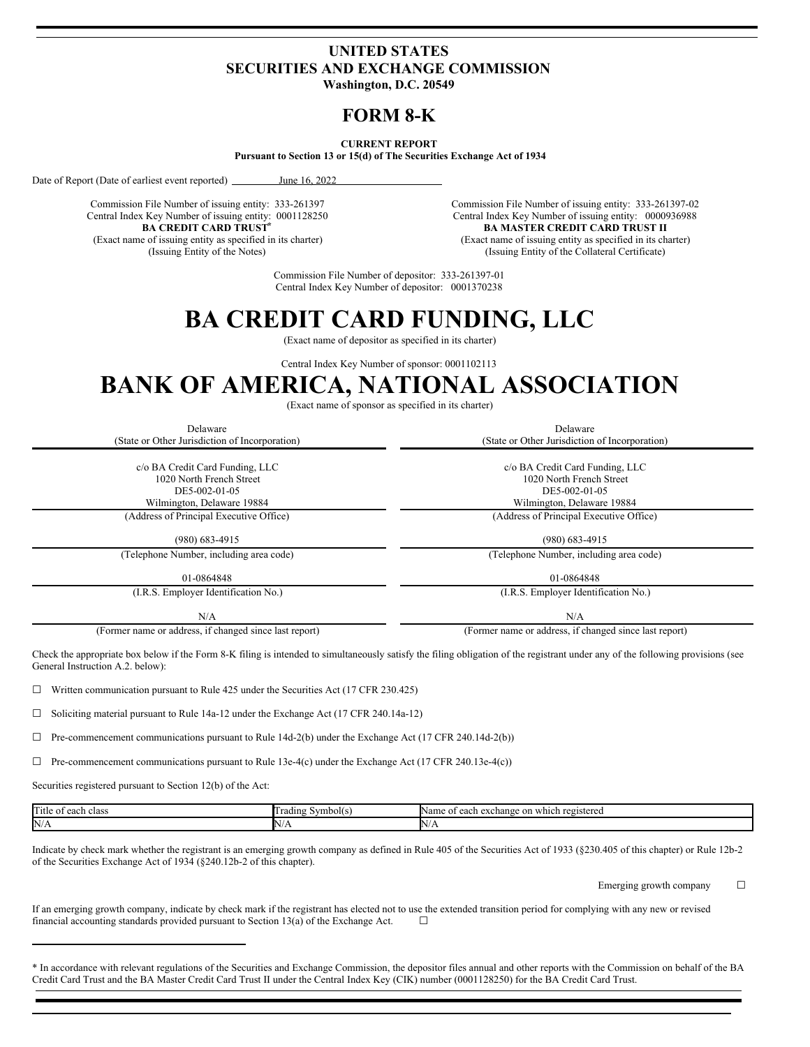# UNITED STATES
# SECURITIES AND EXCHANGE COMMISSION
**Washington, D.C. 20549**

# FORM 8-K

**CURRENT REPORT**
**Pursuant to Section 13 or 15(d) of The Securities Exchange Act of 1934**

Date of Report (Date of earliest event reported) June 16, 2022

Commission File Number of issuing entity: 333-261397
Central Index Key Number of issuing entity: 0001128250
**BA CREDIT CARD TRUST***
(Exact name of issuing entity as specified in its charter)
(Issuing Entity of the Notes)

Commission File Number of issuing entity: 333-261397-02
Central Index Key Number of issuing entity: 0000936988
**BA MASTER CREDIT CARD TRUST II**
(Exact name of issuing entity as specified in its charter)
(Issuing Entity of the Collateral Certificate)

Commission File Number of depositor: 333-261397-01
Central Index Key Number of depositor: 0001370238

# BA CREDIT CARD FUNDING, LLC
(Exact name of depositor as specified in its charter)

Central Index Key Number of sponsor: 0001102113

# BANK OF AMERICA, NATIONAL ASSOCIATION
(Exact name of sponsor as specified in its charter)

| | |
|---|---|
| Delaware | Delaware |
| (State or Other Jurisdiction of Incorporation) | (State or Other Jurisdiction of Incorporation) |
| c/o BA Credit Card Funding, LLC<br>1020 North French Street<br>DE5-002-01-05<br>Wilmington, Delaware 19884 | c/o BA Credit Card Funding, LLC<br>1020 North French Street<br>DE5-002-01-05<br>Wilmington, Delaware 19884 |
| (Address of Principal Executive Office) | (Address of Principal Executive Office) |
| (980) 683-4915 | (980) 683-4915 |
| (Telephone Number, including area code) | (Telephone Number, including area code) |
| 01-0864848 | 01-0864848 |
| (I.R.S. Employer Identification No.) | (I.R.S. Employer Identification No.) |
| N/A | N/A |
| (Former name or address, if changed since last report) | (Former name or address, if changed since last report) |

Check the appropriate box below if the Form 8-K filing is intended to simultaneously satisfy the filing obligation of the registrant under any of the following provisions (see General Instruction A.2. below):

☐ Written communication pursuant to Rule 425 under the Securities Act (17 CFR 230.425)

☐ Soliciting material pursuant to Rule 14a-12 under the Exchange Act (17 CFR 240.14a-12)

☐ Pre-commencement communications pursuant to Rule 14d-2(b) under the Exchange Act (17 CFR 240.14d-2(b))

☐ Pre-commencement communications pursuant to Rule 13e-4(c) under the Exchange Act (17 CFR 240.13e-4(c))

Securities registered pursuant to Section 12(b) of the Act:

| Title of each class | Trading Symbol(s) | Name of each exchange on which registered |
|---|---|---|
| N/A | N/A | N/A |

Indicate by check mark whether the registrant is an emerging growth company as defined in Rule 405 of the Securities Act of 1933 (§230.405 of this chapter) or Rule 12b-2 of the Securities Exchange Act of 1934 (§240.12b-2 of this chapter).

Emerging growth company ☐

If an emerging growth company, indicate by check mark if the registrant has elected not to use the extended transition period for complying with any new or revised financial accounting standards provided pursuant to Section 13(a) of the Exchange Act. ☐

\* In accordance with relevant regulations of the Securities and Exchange Commission, the depositor files annual and other reports with the Commission on behalf of the BA Credit Card Trust and the BA Master Credit Card Trust II under the Central Index Key (CIK) number (0001128250) for the BA Credit Card Trust.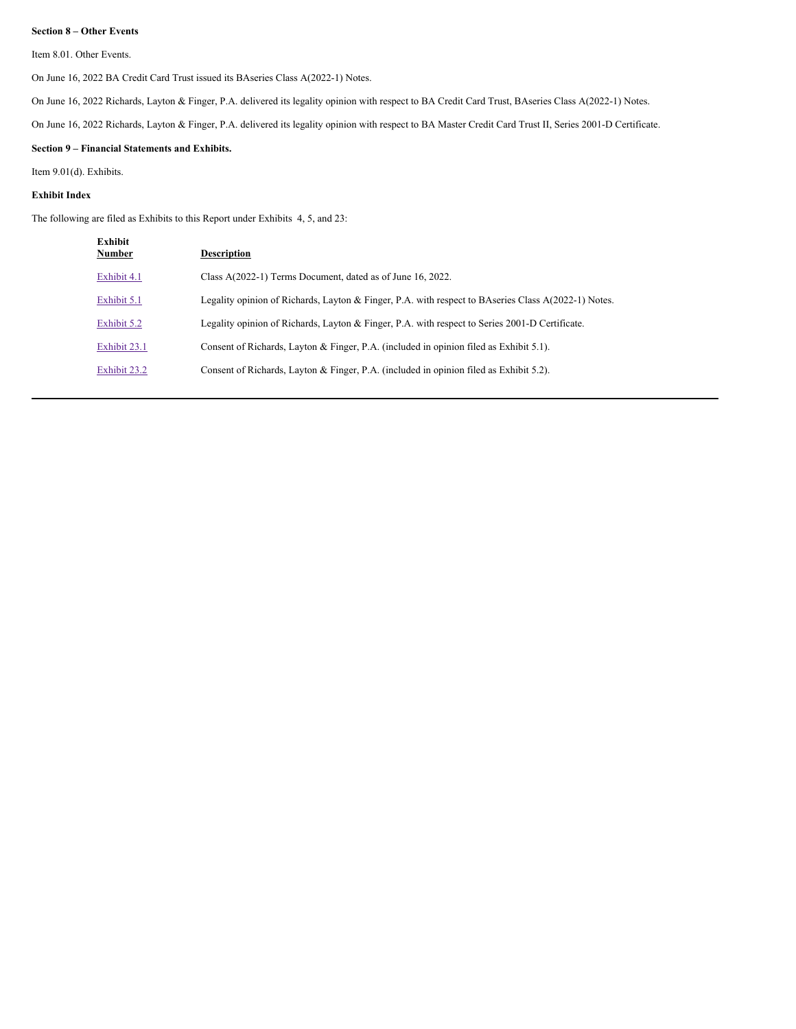**Section 8 – Other Events**

Item 8.01. Other Events.

On June 16, 2022 BA Credit Card Trust issued its BAseries Class A(2022-1) Notes.

On June 16, 2022 Richards, Layton & Finger, P.A. delivered its legality opinion with respect to BA Credit Card Trust, BAseries Class A(2022-1) Notes.

On June 16, 2022 Richards, Layton & Finger, P.A. delivered its legality opinion with respect to BA Master Credit Card Trust II, Series 2001-D Certificate.

**Section 9 – Financial Statements and Exhibits.**

Item 9.01(d). Exhibits.

**Exhibit Index**

The following are filed as Exhibits to this Report under Exhibits 4, 5, and 23:

| Exhibit Number | Description |
| --- | --- |
| Exhibit 4.1 | Class A(2022-1) Terms Document, dated as of June 16, 2022. |
| Exhibit 5.1 | Legality opinion of Richards, Layton & Finger, P.A. with respect to BAseries Class A(2022-1) Notes. |
| Exhibit 5.2 | Legality opinion of Richards, Layton & Finger, P.A. with respect to Series 2001-D Certificate. |
| Exhibit 23.1 | Consent of Richards, Layton & Finger, P.A. (included in opinion filed as Exhibit 5.1). |
| Exhibit 23.2 | Consent of Richards, Layton & Finger, P.A. (included in opinion filed as Exhibit 5.2). |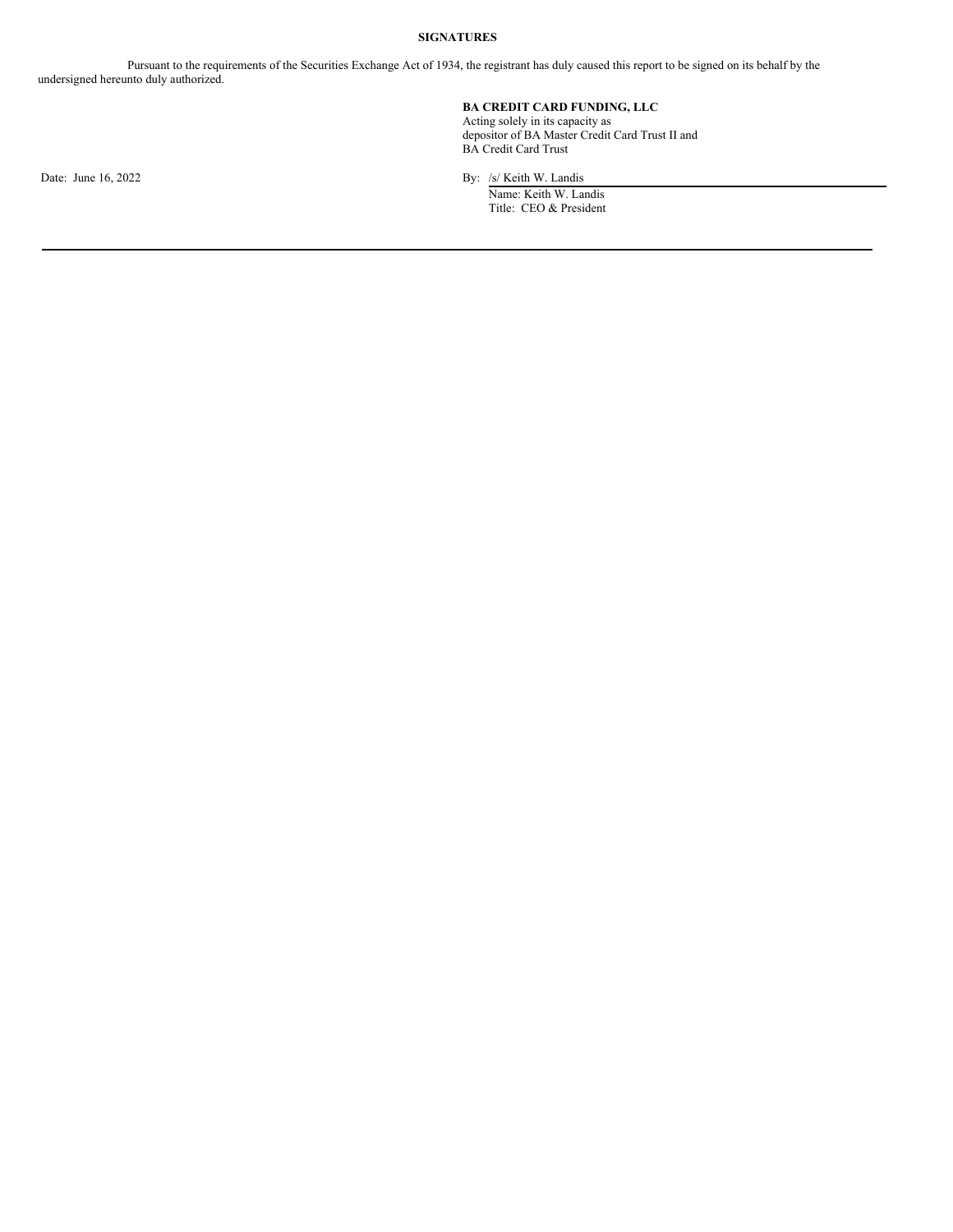**SIGNATURES**

Pursuant to the requirements of the Securities Exchange Act of 1934, the registrant has duly caused this report to be signed on its behalf by the undersigned hereunto duly authorized.

**BA CREDIT CARD FUNDING, LLC**
Acting solely in its capacity as
depositor of BA Master Credit Card Trust II and
BA Credit Card Trust

Date: June 16, 2022

By: /s/ Keith W. Landis
Name: Keith W. Landis
Title: CEO & President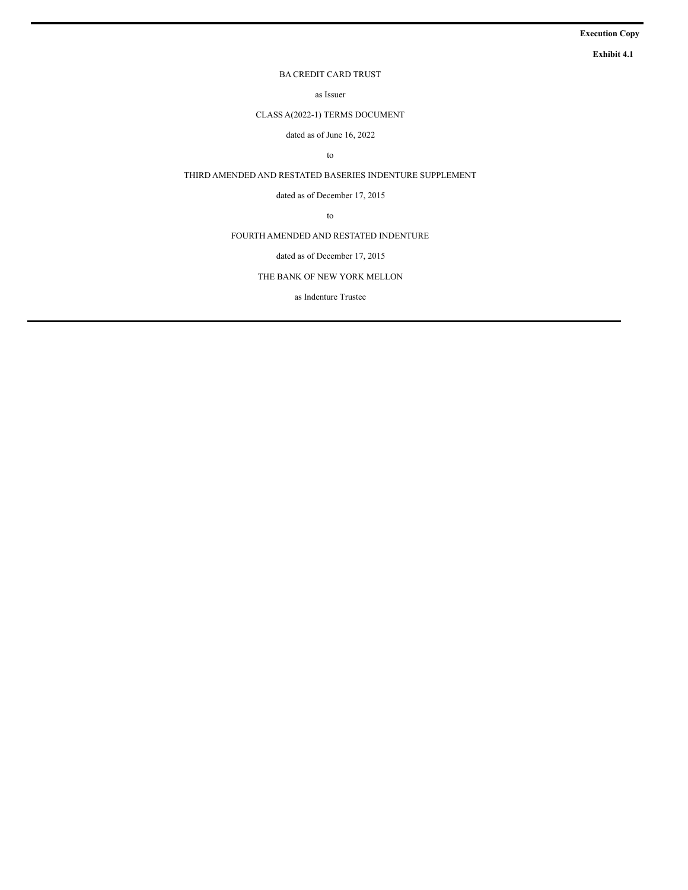**Execution Copy**

**Exhibit 4.1**

BA CREDIT CARD TRUST

as Issuer

CLASS A(2022-1) TERMS DOCUMENT

dated as of June 16, 2022

to

THIRD AMENDED AND RESTATED BASERIES INDENTURE SUPPLEMENT

dated as of December 17, 2015

to

FOURTH AMENDED AND RESTATED INDENTURE

dated as of December 17, 2015

THE BANK OF NEW YORK MELLON

as Indenture Trustee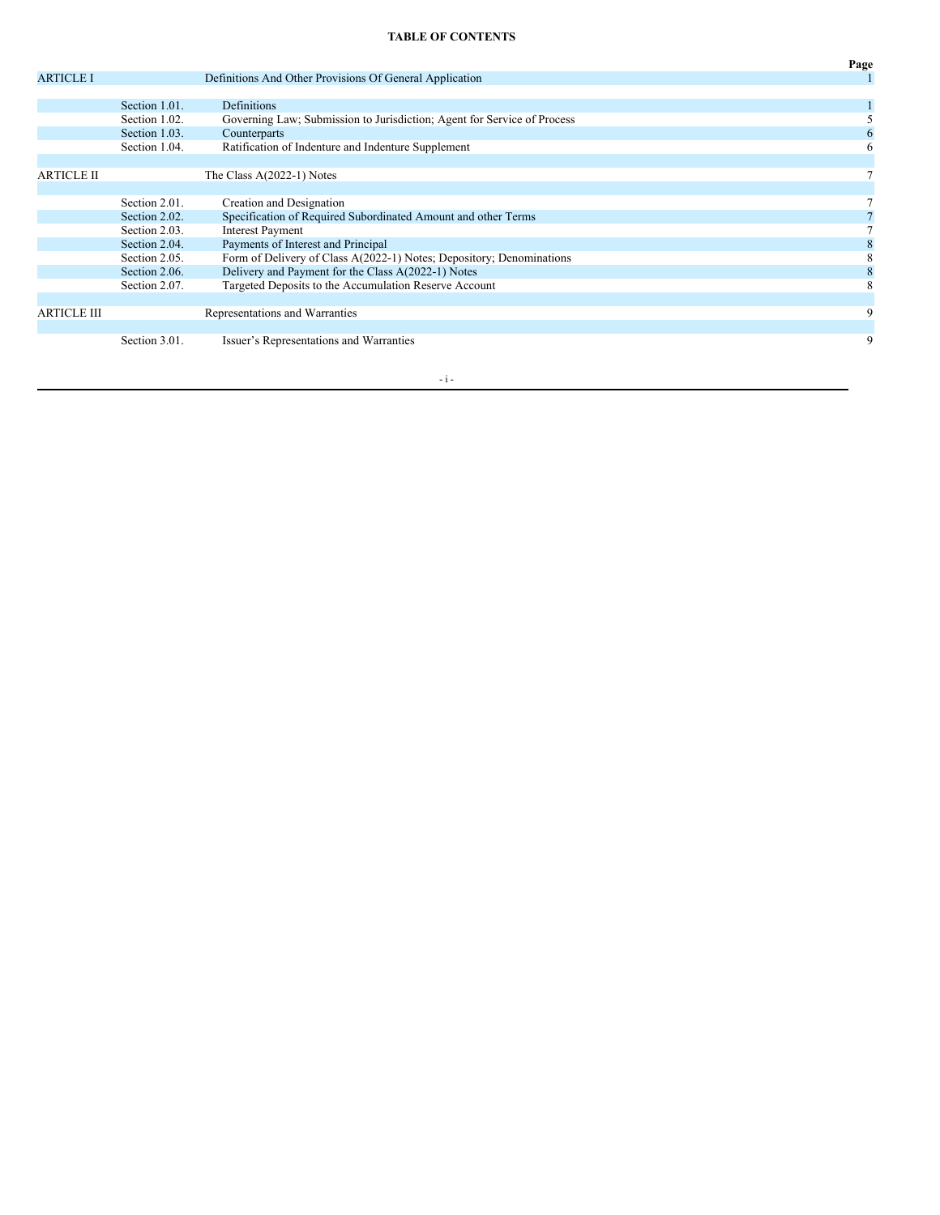**TABLE OF CONTENTS**

| | | | Page |
|---|---|---|---|
| ARTICLE I | | Definitions And Other Provisions Of General Application | 1 |
| | Section 1.01. | Definitions | 1 |
| | Section 1.02. | Governing Law; Submission to Jurisdiction; Agent for Service of Process | 5 |
| | Section 1.03. | Counterparts | 6 |
| | Section 1.04. | Ratification of Indenture and Indenture Supplement | 6 |
| ARTICLE II | | The Class A(2022-1) Notes | 7 |
| | Section 2.01. | Creation and Designation | 7 |
| | Section 2.02. | Specification of Required Subordinated Amount and other Terms | 7 |
| | Section 2.03. | Interest Payment | 7 |
| | Section 2.04. | Payments of Interest and Principal | 8 |
| | Section 2.05. | Form of Delivery of Class A(2022-1) Notes; Depository; Denominations | 8 |
| | Section 2.06. | Delivery and Payment for the Class A(2022-1) Notes | 8 |
| | Section 2.07. | Targeted Deposits to the Accumulation Reserve Account | 8 |
| ARTICLE III | | Representations and Warranties | 9 |
| | Section 3.01. | Issuer's Representations and Warranties | 9 |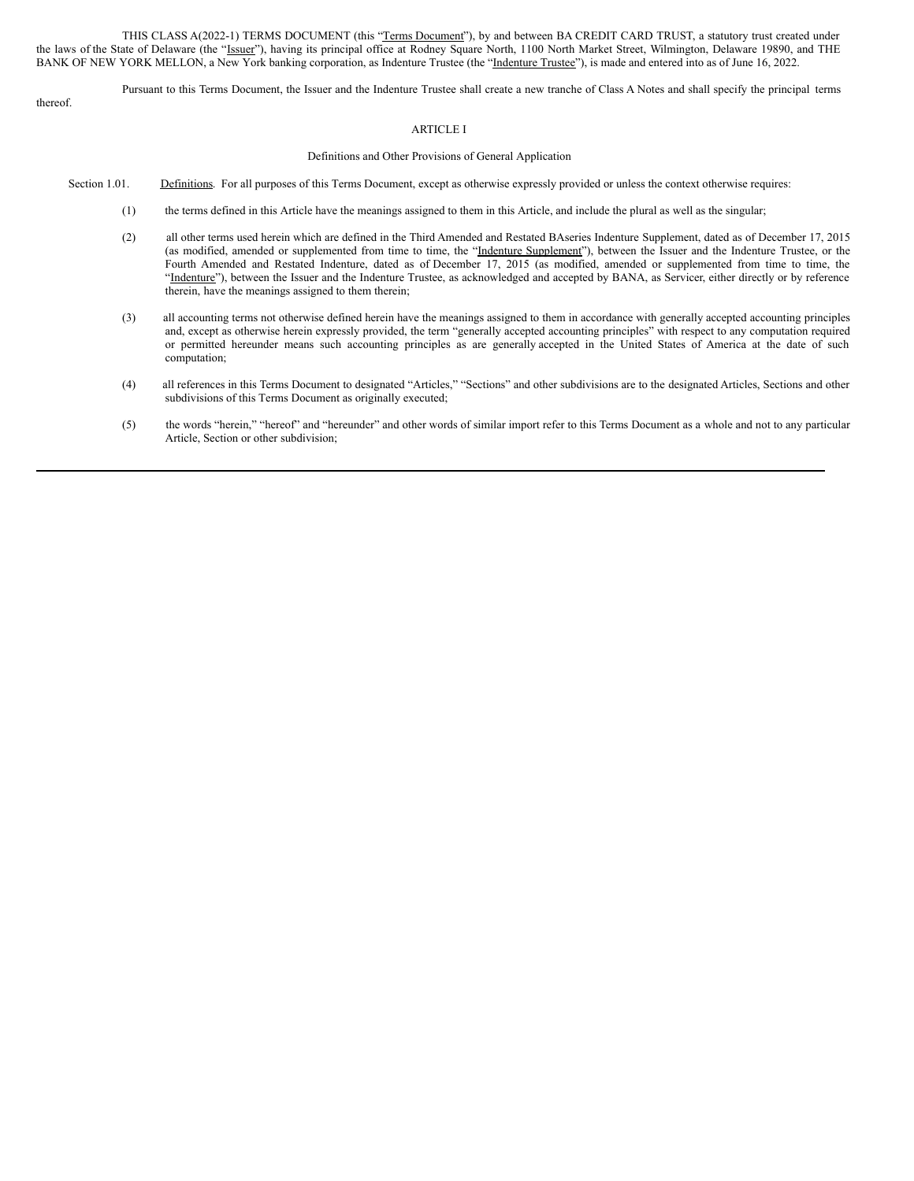THIS CLASS A(2022-1) TERMS DOCUMENT (this "Terms Document"), by and between BA CREDIT CARD TRUST, a statutory trust created under the laws of the State of Delaware (the "Issuer"), having its principal office at Rodney Square North, 1100 North Market Street, Wilmington, Delaware 19890, and THE BANK OF NEW YORK MELLON, a New York banking corporation, as Indenture Trustee (the "Indenture Trustee"), is made and entered into as of June 16, 2022.

Pursuant to this Terms Document, the Issuer and the Indenture Trustee shall create a new tranche of Class A Notes and shall specify the principal terms thereof.

## ARTICLE I

### Definitions and Other Provisions of General Application

Section 1.01. Definitions. For all purposes of this Terms Document, except as otherwise expressly provided or unless the context otherwise requires:

(1) the terms defined in this Article have the meanings assigned to them in this Article, and include the plural as well as the singular;

(2) all other terms used herein which are defined in the Third Amended and Restated BAseries Indenture Supplement, dated as of December 17, 2015 (as modified, amended or supplemented from time to time, the "Indenture Supplement"), between the Issuer and the Indenture Trustee, or the Fourth Amended and Restated Indenture, dated as of December 17, 2015 (as modified, amended or supplemented from time to time, the "Indenture"), between the Issuer and the Indenture Trustee, as acknowledged and accepted by BANA, as Servicer, either directly or by reference therein, have the meanings assigned to them therein;

(3) all accounting terms not otherwise defined herein have the meanings assigned to them in accordance with generally accepted accounting principles and, except as otherwise herein expressly provided, the term "generally accepted accounting principles" with respect to any computation required or permitted hereunder means such accounting principles as are generally accepted in the United States of America at the date of such computation;

(4) all references in this Terms Document to designated "Articles," "Sections" and other subdivisions are to the designated Articles, Sections and other subdivisions of this Terms Document as originally executed;

(5) the words "herein," "hereof" and "hereunder" and other words of similar import refer to this Terms Document as a whole and not to any particular Article, Section or other subdivision;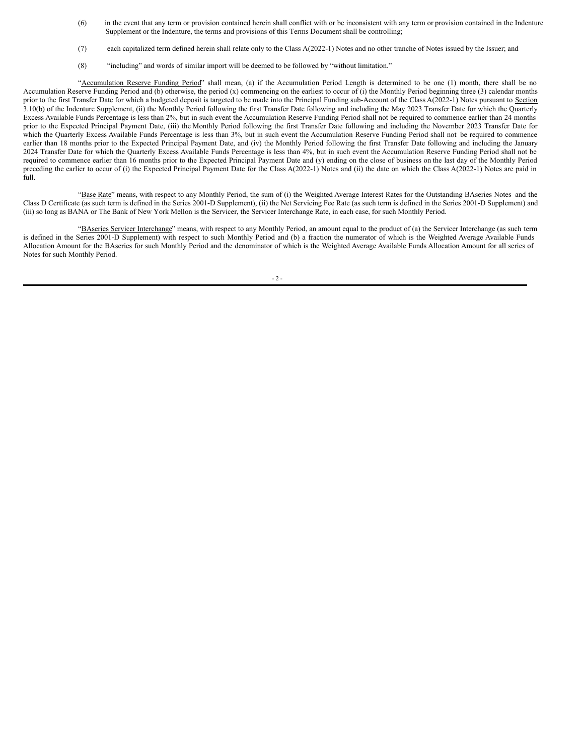(6) in the event that any term or provision contained herein shall conflict with or be inconsistent with any term or provision contained in the Indenture Supplement or the Indenture, the terms and provisions of this Terms Document shall be controlling;

(7) each capitalized term defined herein shall relate only to the Class A(2022-1) Notes and no other tranche of Notes issued by the Issuer; and

(8) "including" and words of similar import will be deemed to be followed by "without limitation."

"Accumulation Reserve Funding Period" shall mean, (a) if the Accumulation Period Length is determined to be one (1) month, there shall be no Accumulation Reserve Funding Period and (b) otherwise, the period (x) commencing on the earliest to occur of (i) the Monthly Period beginning three (3) calendar months prior to the first Transfer Date for which a budgeted deposit is targeted to be made into the Principal Funding sub-Account of the Class A(2022-1) Notes pursuant to Section 3.10(b) of the Indenture Supplement, (ii) the Monthly Period following the first Transfer Date following and including the May 2023 Transfer Date for which the Quarterly Excess Available Funds Percentage is less than 2%, but in such event the Accumulation Reserve Funding Period shall not be required to commence earlier than 24 months prior to the Expected Principal Payment Date, (iii) the Monthly Period following the first Transfer Date following and including the November 2023 Transfer Date for which the Quarterly Excess Available Funds Percentage is less than 3%, but in such event the Accumulation Reserve Funding Period shall not be required to commence earlier than 18 months prior to the Expected Principal Payment Date, and (iv) the Monthly Period following the first Transfer Date following and including the January 2024 Transfer Date for which the Quarterly Excess Available Funds Percentage is less than 4%, but in such event the Accumulation Reserve Funding Period shall not be required to commence earlier than 16 months prior to the Expected Principal Payment Date and (y) ending on the close of business on the last day of the Monthly Period preceding the earlier to occur of (i) the Expected Principal Payment Date for the Class A(2022-1) Notes and (ii) the date on which the Class A(2022-1) Notes are paid in full.

"Base Rate" means, with respect to any Monthly Period, the sum of (i) the Weighted Average Interest Rates for the Outstanding BAseries Notes and the Class D Certificate (as such term is defined in the Series 2001-D Supplement), (ii) the Net Servicing Fee Rate (as such term is defined in the Series 2001-D Supplement) and (iii) so long as BANA or The Bank of New York Mellon is the Servicer, the Servicer Interchange Rate, in each case, for such Monthly Period.

"BAseries Servicer Interchange" means, with respect to any Monthly Period, an amount equal to the product of (a) the Servicer Interchange (as such term is defined in the Series 2001-D Supplement) with respect to such Monthly Period and (b) a fraction the numerator of which is the Weighted Average Available Funds Allocation Amount for the BAseries for such Monthly Period and the denominator of which is the Weighted Average Available Funds Allocation Amount for all series of Notes for such Monthly Period.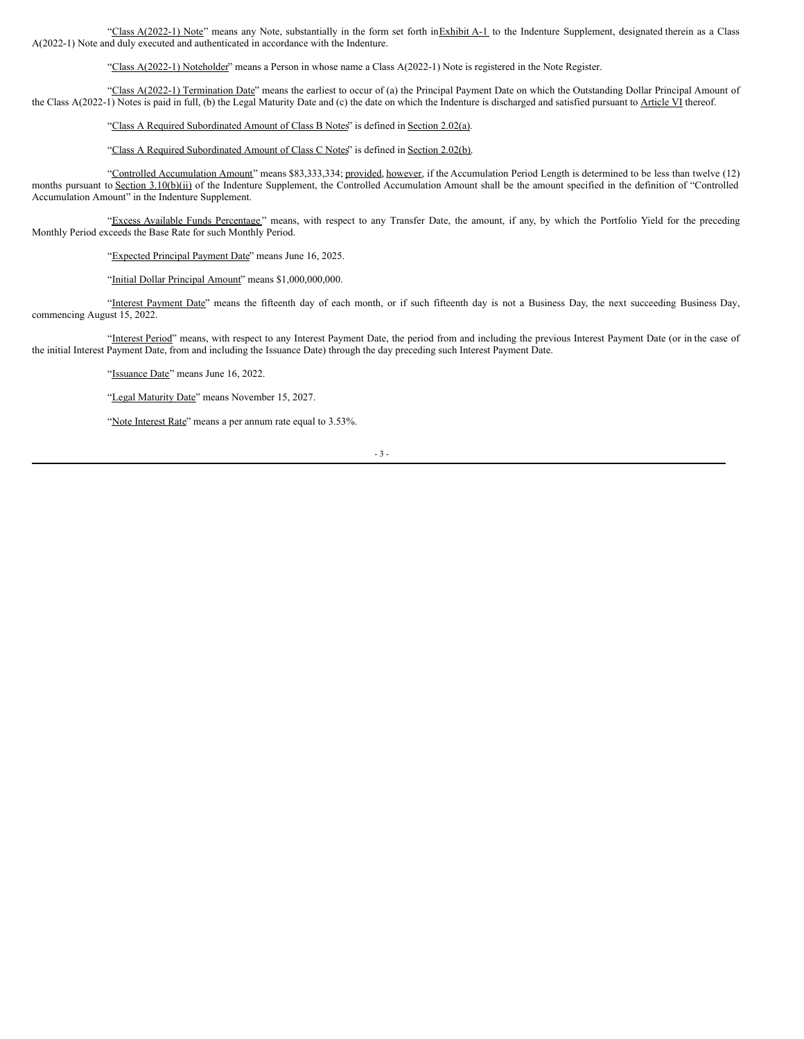"Class A(2022-1) Note" means any Note, substantially in the form set forth in Exhibit A-1 to the Indenture Supplement, designated therein as a Class A(2022-1) Note and duly executed and authenticated in accordance with the Indenture.

"Class A(2022-1) Noteholder" means a Person in whose name a Class A(2022-1) Note is registered in the Note Register.

"Class A(2022-1) Termination Date" means the earliest to occur of (a) the Principal Payment Date on which the Outstanding Dollar Principal Amount of the Class A(2022-1) Notes is paid in full, (b) the Legal Maturity Date and (c) the date on which the Indenture is discharged and satisfied pursuant to Article VI thereof.

"Class A Required Subordinated Amount of Class B Notes" is defined in Section 2.02(a).

"Class A Required Subordinated Amount of Class C Notes" is defined in Section 2.02(b).

"Controlled Accumulation Amount" means $83,333,334; provided, however, if the Accumulation Period Length is determined to be less than twelve (12) months pursuant to Section 3.10(b)(ii) of the Indenture Supplement, the Controlled Accumulation Amount shall be the amount specified in the definition of "Controlled Accumulation Amount" in the Indenture Supplement.

"Excess Available Funds Percentage" means, with respect to any Transfer Date, the amount, if any, by which the Portfolio Yield for the preceding Monthly Period exceeds the Base Rate for such Monthly Period.

"Expected Principal Payment Date" means June 16, 2025.

"Initial Dollar Principal Amount" means $1,000,000,000.

"Interest Payment Date" means the fifteenth day of each month, or if such fifteenth day is not a Business Day, the next succeeding Business Day, commencing August 15, 2022.

"Interest Period" means, with respect to any Interest Payment Date, the period from and including the previous Interest Payment Date (or in the case of the initial Interest Payment Date, from and including the Issuance Date) through the day preceding such Interest Payment Date.

"Issuance Date" means June 16, 2022.

"Legal Maturity Date" means November 15, 2027.

"Note Interest Rate" means a per annum rate equal to 3.53%.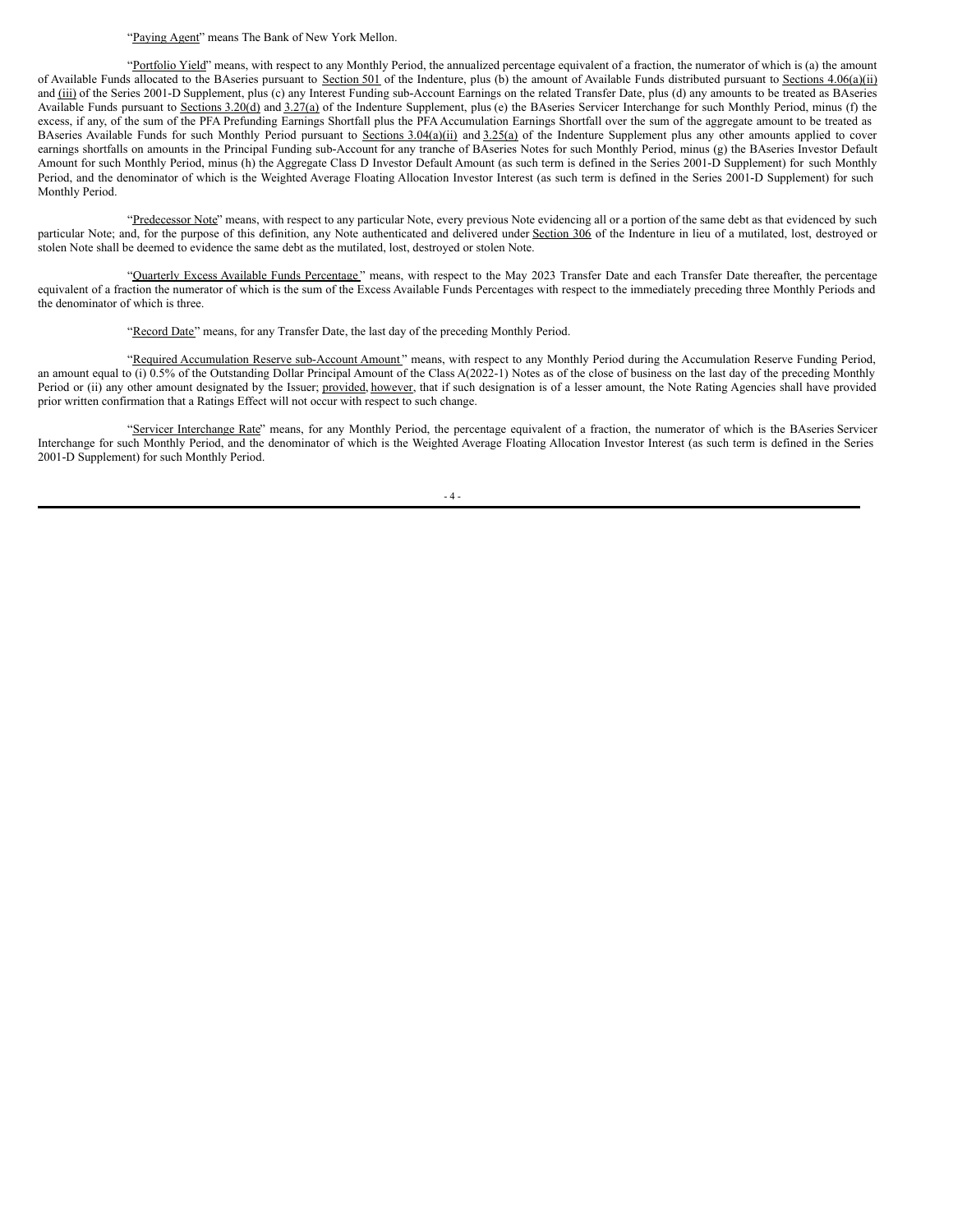"Paying Agent" means The Bank of New York Mellon.

"Portfolio Yield" means, with respect to any Monthly Period, the annualized percentage equivalent of a fraction, the numerator of which is (a) the amount of Available Funds allocated to the BAseries pursuant to Section 501 of the Indenture, plus (b) the amount of Available Funds distributed pursuant to Sections 4.06(a)(ii) and (iii) of the Series 2001-D Supplement, plus (c) any Interest Funding sub-Account Earnings on the related Transfer Date, plus (d) any amounts to be treated as BAseries Available Funds pursuant to Sections 3.20(d) and 3.27(a) of the Indenture Supplement, plus (e) the BAseries Servicer Interchange for such Monthly Period, minus (f) the excess, if any, of the sum of the PFA Prefunding Earnings Shortfall plus the PFA Accumulation Earnings Shortfall over the sum of the aggregate amount to be treated as BAseries Available Funds for such Monthly Period pursuant to Sections 3.04(a)(ii) and 3.25(a) of the Indenture Supplement plus any other amounts applied to cover earnings shortfalls on amounts in the Principal Funding sub-Account for any tranche of BAseries Notes for such Monthly Period, minus (g) the BAseries Investor Default Amount for such Monthly Period, minus (h) the Aggregate Class D Investor Default Amount (as such term is defined in the Series 2001-D Supplement) for such Monthly Period, and the denominator of which is the Weighted Average Floating Allocation Investor Interest (as such term is defined in the Series 2001-D Supplement) for such Monthly Period.

"Predecessor Note" means, with respect to any particular Note, every previous Note evidencing all or a portion of the same debt as that evidenced by such particular Note; and, for the purpose of this definition, any Note authenticated and delivered under Section 306 of the Indenture in lieu of a mutilated, lost, destroyed or stolen Note shall be deemed to evidence the same debt as the mutilated, lost, destroyed or stolen Note.

"Quarterly Excess Available Funds Percentage" means, with respect to the May 2023 Transfer Date and each Transfer Date thereafter, the percentage equivalent of a fraction the numerator of which is the sum of the Excess Available Funds Percentages with respect to the immediately preceding three Monthly Periods and the denominator of which is three.

"Record Date" means, for any Transfer Date, the last day of the preceding Monthly Period.

"Required Accumulation Reserve sub-Account Amount" means, with respect to any Monthly Period during the Accumulation Reserve Funding Period, an amount equal to (i) 0.5% of the Outstanding Dollar Principal Amount of the Class A(2022-1) Notes as of the close of business on the last day of the preceding Monthly Period or (ii) any other amount designated by the Issuer; provided, however, that if such designation is of a lesser amount, the Note Rating Agencies shall have provided prior written confirmation that a Ratings Effect will not occur with respect to such change.

"Servicer Interchange Rate" means, for any Monthly Period, the percentage equivalent of a fraction, the numerator of which is the BAseries Servicer Interchange for such Monthly Period, and the denominator of which is the Weighted Average Floating Allocation Investor Interest (as such term is defined in the Series 2001-D Supplement) for such Monthly Period.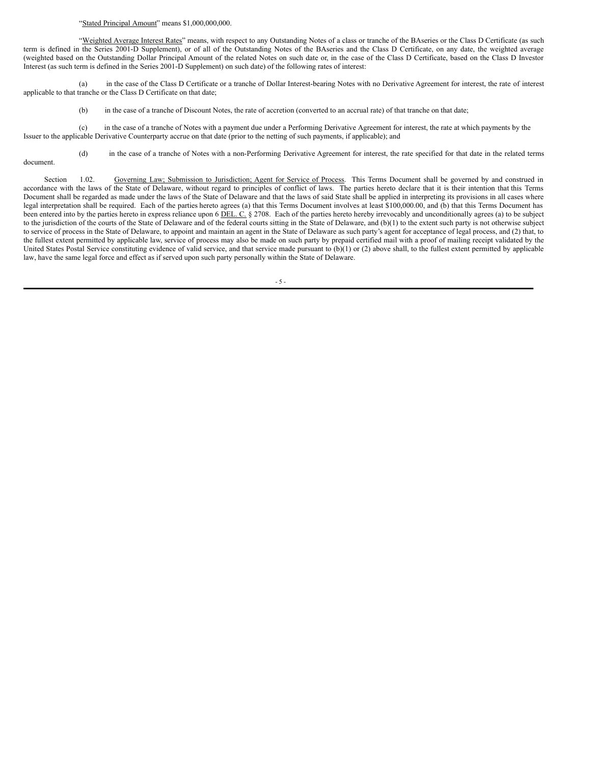"Stated Principal Amount" means $1,000,000,000.

"Weighted Average Interest Rates" means, with respect to any Outstanding Notes of a class or tranche of the BAseries or the Class D Certificate (as such term is defined in the Series 2001-D Supplement), or of all of the Outstanding Notes of the BAseries and the Class D Certificate, on any date, the weighted average (weighted based on the Outstanding Dollar Principal Amount of the related Notes on such date or, in the case of the Class D Certificate, based on the Class D Investor Interest (as such term is defined in the Series 2001-D Supplement) on such date) of the following rates of interest:

(a) in the case of the Class D Certificate or a tranche of Dollar Interest-bearing Notes with no Derivative Agreement for interest, the rate of interest applicable to that tranche or the Class D Certificate on that date;

(b) in the case of a tranche of Discount Notes, the rate of accretion (converted to an accrual rate) of that tranche on that date;

(c) in the case of a tranche of Notes with a payment due under a Performing Derivative Agreement for interest, the rate at which payments by the Issuer to the applicable Derivative Counterparty accrue on that date (prior to the netting of such payments, if applicable); and

(d) in the case of a tranche of Notes with a non-Performing Derivative Agreement for interest, the rate specified for that date in the related terms document.

Section 1.02. Governing Law; Submission to Jurisdiction; Agent for Service of Process. This Terms Document shall be governed by and construed in accordance with the laws of the State of Delaware, without regard to principles of conflict of laws. The parties hereto declare that it is their intention that this Terms Document shall be regarded as made under the laws of the State of Delaware and that the laws of said State shall be applied in interpreting its provisions in all cases where legal interpretation shall be required. Each of the parties hereto agrees (a) that this Terms Document involves at least $100,000.00, and (b) that this Terms Document has been entered into by the parties hereto in express reliance upon 6 DEL. C. § 2708. Each of the parties hereto hereby irrevocably and unconditionally agrees (a) to be subject to the jurisdiction of the courts of the State of Delaware and of the federal courts sitting in the State of Delaware, and (b)(1) to the extent such party is not otherwise subject to service of process in the State of Delaware, to appoint and maintain an agent in the State of Delaware as such party's agent for acceptance of legal process, and (2) that, to the fullest extent permitted by applicable law, service of process may also be made on such party by prepaid certified mail with a proof of mailing receipt validated by the United States Postal Service constituting evidence of valid service, and that service made pursuant to (b)(1) or (2) above shall, to the fullest extent permitted by applicable law, have the same legal force and effect as if served upon such party personally within the State of Delaware.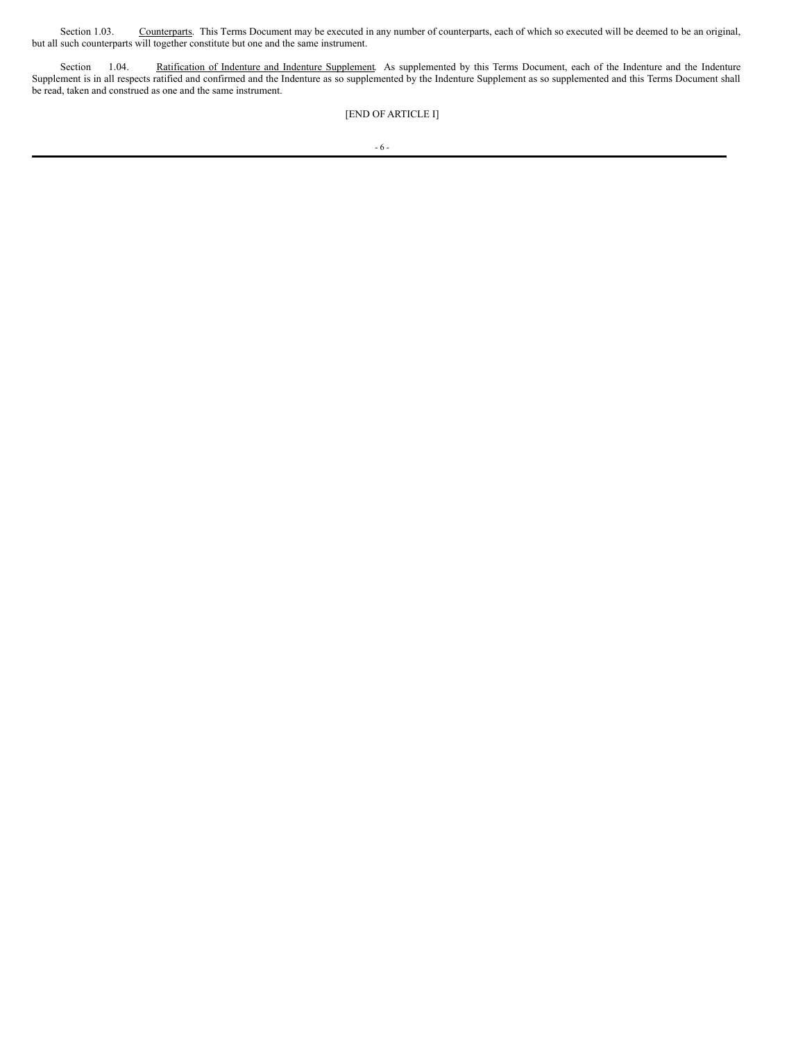Section 1.03. Counterparts. This Terms Document may be executed in any number of counterparts, each of which so executed will be deemed to be an original, but all such counterparts will together constitute but one and the same instrument.

Section 1.04. Ratification of Indenture and Indenture Supplement. As supplemented by this Terms Document, each of the Indenture and the Indenture Supplement is in all respects ratified and confirmed and the Indenture as so supplemented by the Indenture Supplement as so supplemented and this Terms Document shall be read, taken and construed as one and the same instrument.

[END OF ARTICLE I]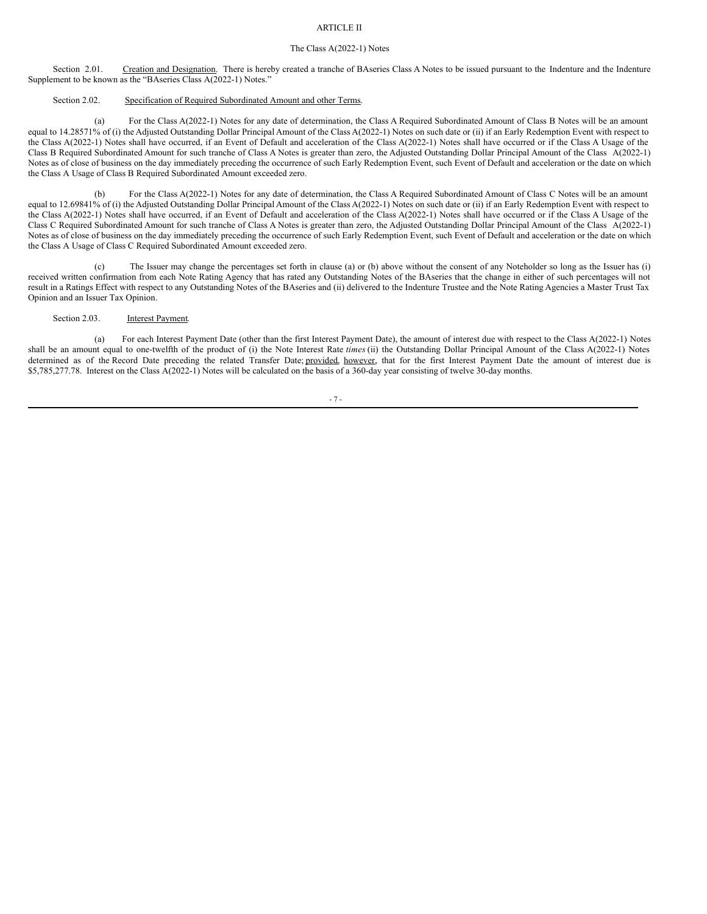# ARTICLE II

## The Class A(2022-1) Notes

Section 2.01. Creation and Designation. There is hereby created a tranche of BAseries Class A Notes to be issued pursuant to the Indenture and the Indenture Supplement to be known as the "BAseries Class A(2022-1) Notes."

Section 2.02. Specification of Required Subordinated Amount and other Terms.

(a) For the Class A(2022-1) Notes for any date of determination, the Class A Required Subordinated Amount of Class B Notes will be an amount equal to 14.28571% of (i) the Adjusted Outstanding Dollar Principal Amount of the Class A(2022-1) Notes on such date or (ii) if an Early Redemption Event with respect to the Class A(2022-1) Notes shall have occurred, if an Event of Default and acceleration of the Class A(2022-1) Notes shall have occurred or if the Class A Usage of the Class B Required Subordinated Amount for such tranche of Class A Notes is greater than zero, the Adjusted Outstanding Dollar Principal Amount of the Class A(2022-1) Notes as of close of business on the day immediately preceding the occurrence of such Early Redemption Event, such Event of Default and acceleration or the date on which the Class A Usage of Class B Required Subordinated Amount exceeded zero.

(b) For the Class A(2022-1) Notes for any date of determination, the Class A Required Subordinated Amount of Class C Notes will be an amount equal to 12.69841% of (i) the Adjusted Outstanding Dollar Principal Amount of the Class A(2022-1) Notes on such date or (ii) if an Early Redemption Event with respect to the Class A(2022-1) Notes shall have occurred, if an Event of Default and acceleration of the Class A(2022-1) Notes shall have occurred or if the Class A Usage of the Class C Required Subordinated Amount for such tranche of Class A Notes is greater than zero, the Adjusted Outstanding Dollar Principal Amount of the Class A(2022-1) Notes as of close of business on the day immediately preceding the occurrence of such Early Redemption Event, such Event of Default and acceleration or the date on which the Class A Usage of Class C Required Subordinated Amount exceeded zero.

(c) The Issuer may change the percentages set forth in clause (a) or (b) above without the consent of any Noteholder so long as the Issuer has (i) received written confirmation from each Note Rating Agency that has rated any Outstanding Notes of the BAseries that the change in either of such percentages will not result in a Ratings Effect with respect to any Outstanding Notes of the BAseries and (ii) delivered to the Indenture Trustee and the Note Rating Agencies a Master Trust Tax Opinion and an Issuer Tax Opinion.

Section 2.03. Interest Payment.

(a) For each Interest Payment Date (other than the first Interest Payment Date), the amount of interest due with respect to the Class A(2022-1) Notes shall be an amount equal to one-twelfth of the product of (i) the Note Interest Rate *times* (ii) the Outstanding Dollar Principal Amount of the Class A(2022-1) Notes determined as of the Record Date preceding the related Transfer Date; provided, however, that for the first Interest Payment Date the amount of interest due is $5,785,277.78. Interest on the Class A(2022-1) Notes will be calculated on the basis of a 360-day year consisting of twelve 30-day months.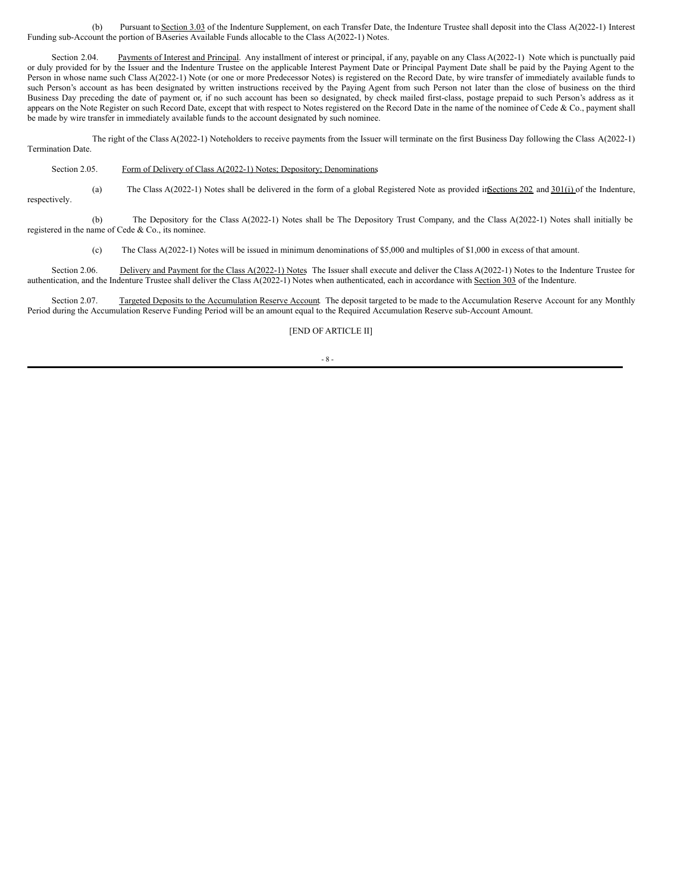(b) Pursuant to Section 3.03 of the Indenture Supplement, on each Transfer Date, the Indenture Trustee shall deposit into the Class A(2022-1) Interest Funding sub-Account the portion of BAseries Available Funds allocable to the Class A(2022-1) Notes.

Section 2.04. Payments of Interest and Principal. Any installment of interest or principal, if any, payable on any Class A(2022-1) Note which is punctually paid or duly provided for by the Issuer and the Indenture Trustee on the applicable Interest Payment Date or Principal Payment Date shall be paid by the Paying Agent to the Person in whose name such Class A(2022-1) Note (or one or more Predecessor Notes) is registered on the Record Date, by wire transfer of immediately available funds to such Person's account as has been designated by written instructions received by the Paying Agent from such Person not later than the close of business on the third Business Day preceding the date of payment or, if no such account has been so designated, by check mailed first-class, postage prepaid to such Person's address as it appears on the Note Register on such Record Date, except that with respect to Notes registered on the Record Date in the name of the nominee of Cede & Co., payment shall be made by wire transfer in immediately available funds to the account designated by such nominee.

The right of the Class A(2022-1) Noteholders to receive payments from the Issuer will terminate on the first Business Day following the Class A(2022-1) Termination Date.

Section 2.05. Form of Delivery of Class A(2022-1) Notes; Depository; Denominations.

(a) The Class A(2022-1) Notes shall be delivered in the form of a global Registered Note as provided in Sections 202 and 301(i) of the Indenture, respectively.

(b) The Depository for the Class A(2022-1) Notes shall be The Depository Trust Company, and the Class A(2022-1) Notes shall initially be registered in the name of Cede & Co., its nominee.

(c) The Class A(2022-1) Notes will be issued in minimum denominations of $5,000 and multiples of $1,000 in excess of that amount.

Section 2.06. Delivery and Payment for the Class A(2022-1) Notes. The Issuer shall execute and deliver the Class A(2022-1) Notes to the Indenture Trustee for authentication, and the Indenture Trustee shall deliver the Class A(2022-1) Notes when authenticated, each in accordance with Section 303 of the Indenture.

Section 2.07. Targeted Deposits to the Accumulation Reserve Account. The deposit targeted to be made to the Accumulation Reserve Account for any Monthly Period during the Accumulation Reserve Funding Period will be an amount equal to the Required Accumulation Reserve sub-Account Amount.

[END OF ARTICLE II]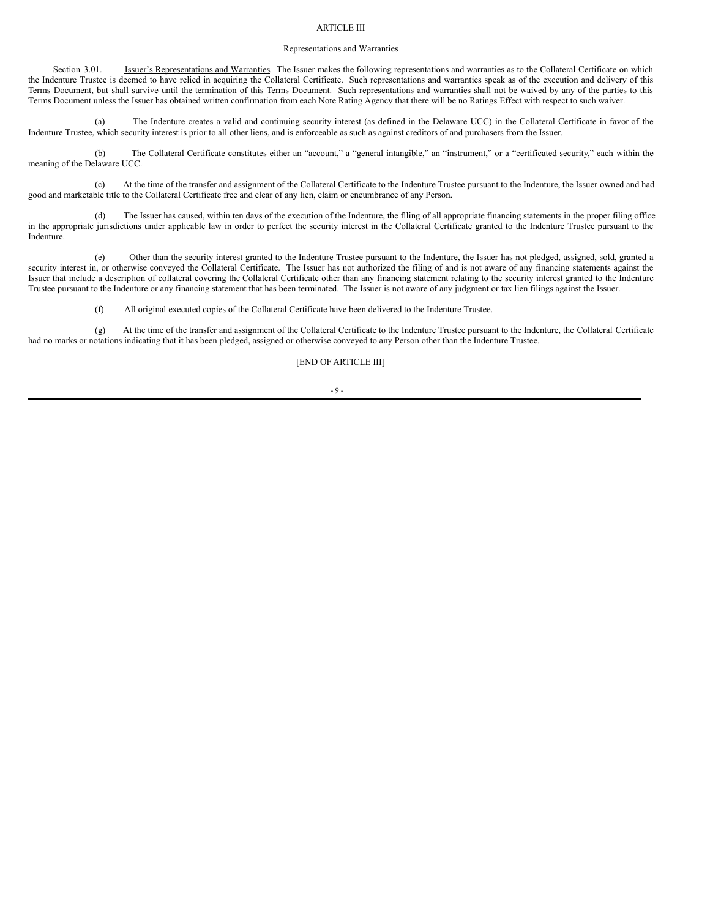# ARTICLE III

## Representations and Warranties

Section 3.01. Issuer's Representations and Warranties. The Issuer makes the following representations and warranties as to the Collateral Certificate on which the Indenture Trustee is deemed to have relied in acquiring the Collateral Certificate. Such representations and warranties speak as of the execution and delivery of this Terms Document, but shall survive until the termination of this Terms Document. Such representations and warranties shall not be waived by any of the parties to this Terms Document unless the Issuer has obtained written confirmation from each Note Rating Agency that there will be no Ratings Effect with respect to such waiver.

(a) The Indenture creates a valid and continuing security interest (as defined in the Delaware UCC) in the Collateral Certificate in favor of the Indenture Trustee, which security interest is prior to all other liens, and is enforceable as such as against creditors of and purchasers from the Issuer.

(b) The Collateral Certificate constitutes either an "account," a "general intangible," an "instrument," or a "certificated security," each within the meaning of the Delaware UCC.

(c) At the time of the transfer and assignment of the Collateral Certificate to the Indenture Trustee pursuant to the Indenture, the Issuer owned and had good and marketable title to the Collateral Certificate free and clear of any lien, claim or encumbrance of any Person.

(d) The Issuer has caused, within ten days of the execution of the Indenture, the filing of all appropriate financing statements in the proper filing office in the appropriate jurisdictions under applicable law in order to perfect the security interest in the Collateral Certificate granted to the Indenture Trustee pursuant to the Indenture.

(e) Other than the security interest granted to the Indenture Trustee pursuant to the Indenture, the Issuer has not pledged, assigned, sold, granted a security interest in, or otherwise conveyed the Collateral Certificate. The Issuer has not authorized the filing of and is not aware of any financing statements against the Issuer that include a description of collateral covering the Collateral Certificate other than any financing statement relating to the security interest granted to the Indenture Trustee pursuant to the Indenture or any financing statement that has been terminated. The Issuer is not aware of any judgment or tax lien filings against the Issuer.

(f) All original executed copies of the Collateral Certificate have been delivered to the Indenture Trustee.

(g) At the time of the transfer and assignment of the Collateral Certificate to the Indenture Trustee pursuant to the Indenture, the Collateral Certificate had no marks or notations indicating that it has been pledged, assigned or otherwise conveyed to any Person other than the Indenture Trustee.

[END OF ARTICLE III]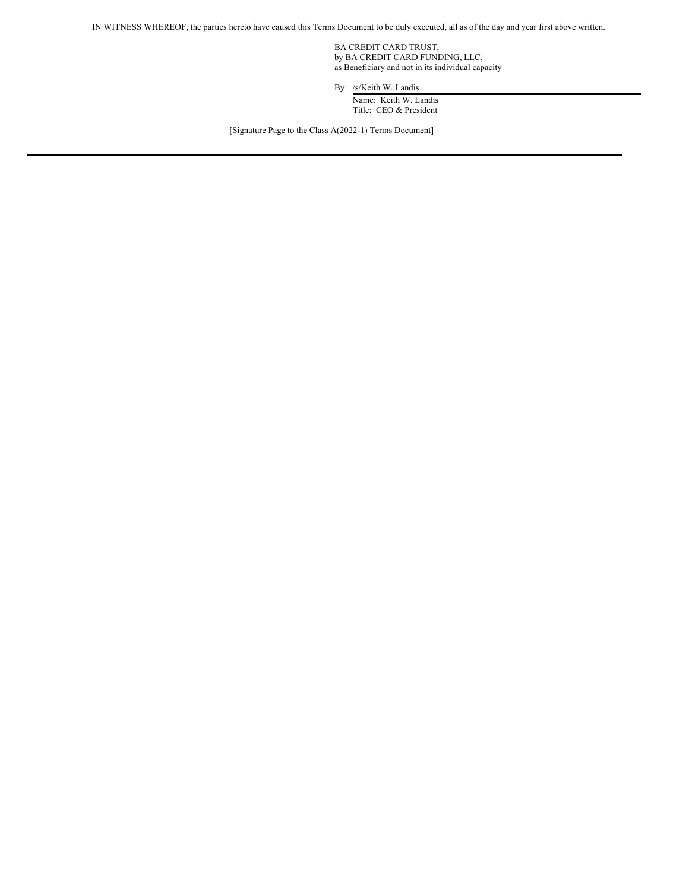IN WITNESS WHEREOF, the parties hereto have caused this Terms Document to be duly executed, all as of the day and year first above written.

BA CREDIT CARD TRUST,
by BA CREDIT CARD FUNDING, LLC,
as Beneficiary and not in its individual capacity

By: /s/Keith W. Landis
Name: Keith W. Landis
Title: CEO & President

[Signature Page to the Class A(2022-1) Terms Document]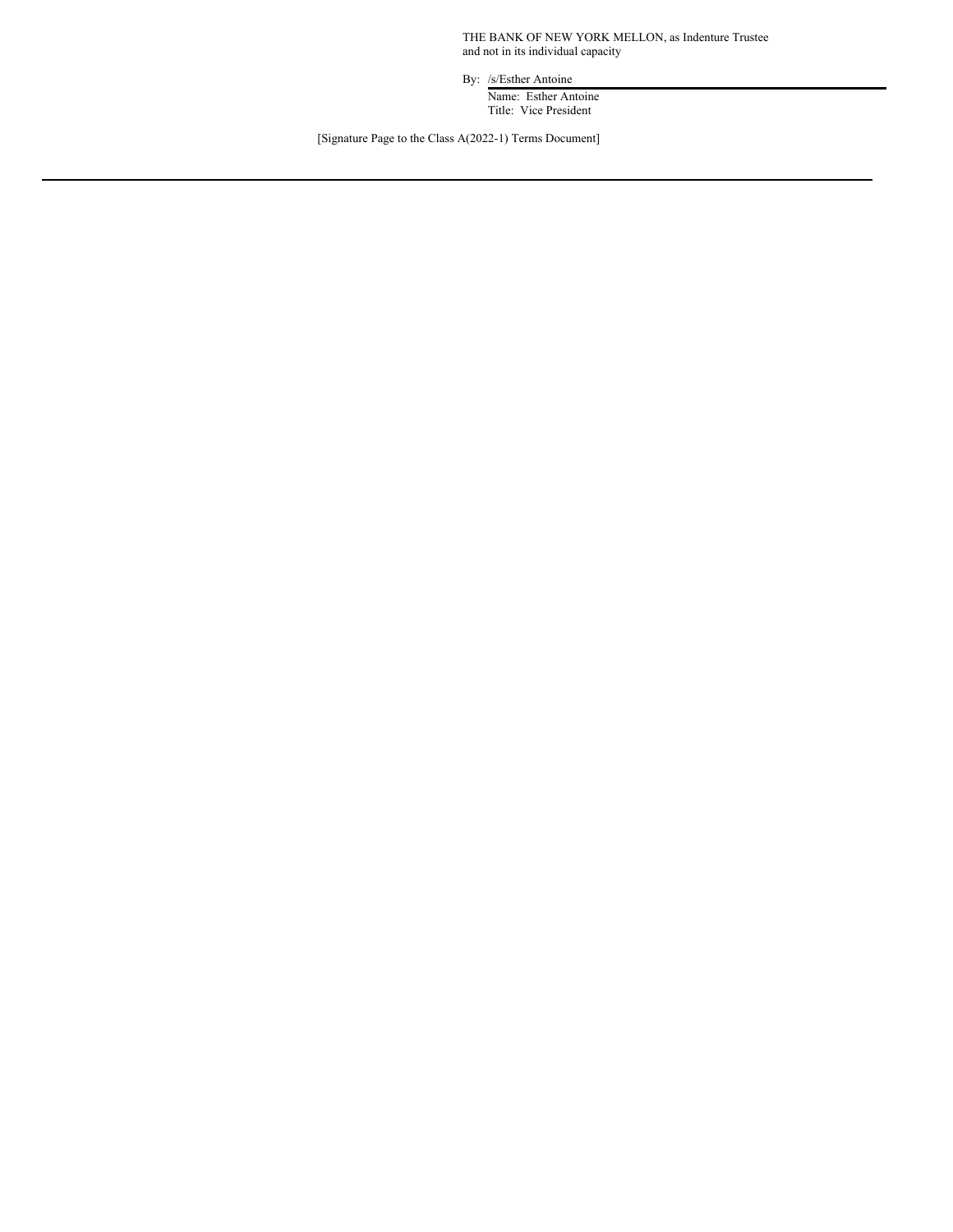THE BANK OF NEW YORK MELLON, as Indenture Trustee
and not in its individual capacity

By: /s/Esther Antoine

Name: Esther Antoine
Title: Vice President

[Signature Page to the Class A(2022-1) Terms Document]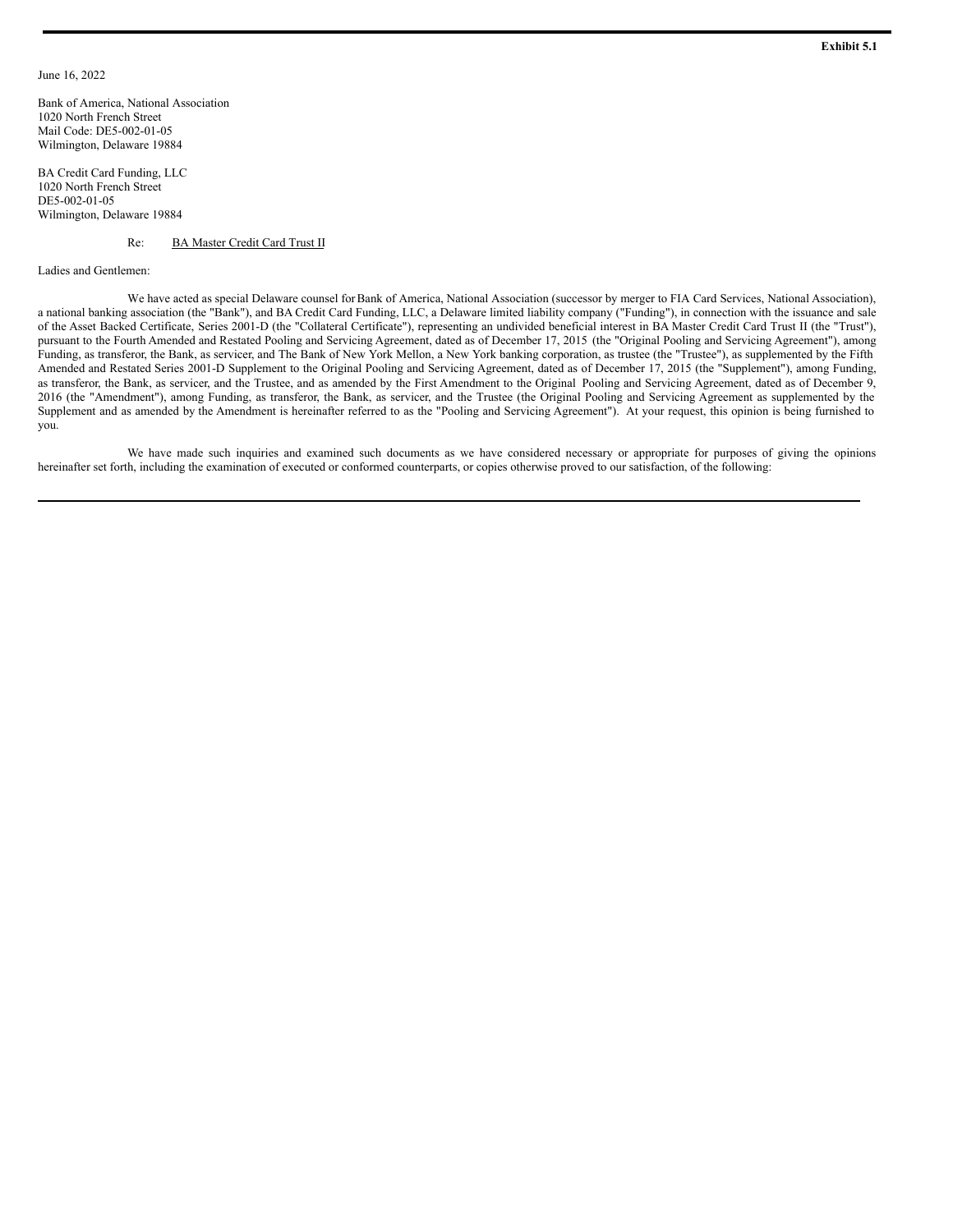**Exhibit 5.1**

June 16, 2022

Bank of America, National Association
1020 North French Street
Mail Code: DE5-002-01-05
Wilmington, Delaware 19884

BA Credit Card Funding, LLC
1020 North French Street
DE5-002-01-05
Wilmington, Delaware 19884

Re: BA Master Credit Card Trust II

Ladies and Gentlemen:

We have acted as special Delaware counsel for Bank of America, National Association (successor by merger to FIA Card Services, National Association), a national banking association (the "Bank"), and BA Credit Card Funding, LLC, a Delaware limited liability company ("Funding"), in connection with the issuance and sale of the Asset Backed Certificate, Series 2001-D (the "Collateral Certificate"), representing an undivided beneficial interest in BA Master Credit Card Trust II (the "Trust"), pursuant to the Fourth Amended and Restated Pooling and Servicing Agreement, dated as of December 17, 2015 (the "Original Pooling and Servicing Agreement"), among Funding, as transferor, the Bank, as servicer, and The Bank of New York Mellon, a New York banking corporation, as trustee (the "Trustee"), as supplemented by the Fifth Amended and Restated Series 2001-D Supplement to the Original Pooling and Servicing Agreement, dated as of December 17, 2015 (the "Supplement"), among Funding, as transferor, the Bank, as servicer, and the Trustee, and as amended by the First Amendment to the Original Pooling and Servicing Agreement, dated as of December 9, 2016 (the "Amendment"), among Funding, as transferor, the Bank, as servicer, and the Trustee (the Original Pooling and Servicing Agreement as supplemented by the Supplement and as amended by the Amendment is hereinafter referred to as the "Pooling and Servicing Agreement"). At your request, this opinion is being furnished to you.

We have made such inquiries and examined such documents as we have considered necessary or appropriate for purposes of giving the opinions hereinafter set forth, including the examination of executed or conformed counterparts, or copies otherwise proved to our satisfaction, of the following: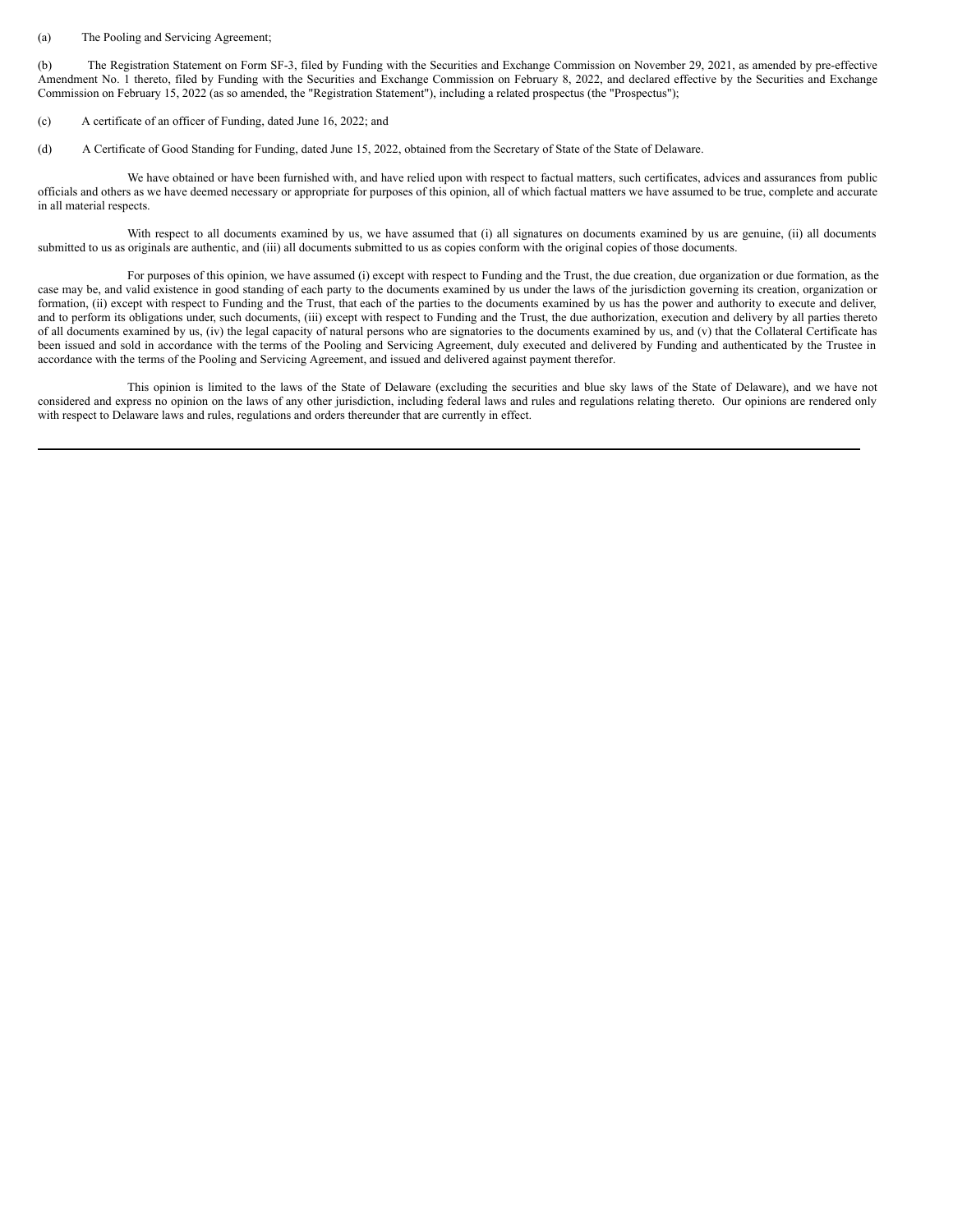(a) The Pooling and Servicing Agreement;

(b) The Registration Statement on Form SF-3, filed by Funding with the Securities and Exchange Commission on November 29, 2021, as amended by pre-effective Amendment No. 1 thereto, filed by Funding with the Securities and Exchange Commission on February 8, 2022, and declared effective by the Securities and Exchange Commission on February 15, 2022 (as so amended, the "Registration Statement"), including a related prospectus (the "Prospectus");

(c) A certificate of an officer of Funding, dated June 16, 2022; and

(d) A Certificate of Good Standing for Funding, dated June 15, 2022, obtained from the Secretary of State of the State of Delaware.

We have obtained or have been furnished with, and have relied upon with respect to factual matters, such certificates, advices and assurances from public officials and others as we have deemed necessary or appropriate for purposes of this opinion, all of which factual matters we have assumed to be true, complete and accurate in all material respects.

With respect to all documents examined by us, we have assumed that (i) all signatures on documents examined by us are genuine, (ii) all documents submitted to us as originals are authentic, and (iii) all documents submitted to us as copies conform with the original copies of those documents.

For purposes of this opinion, we have assumed (i) except with respect to Funding and the Trust, the due creation, due organization or due formation, as the case may be, and valid existence in good standing of each party to the documents examined by us under the laws of the jurisdiction governing its creation, organization or formation, (ii) except with respect to Funding and the Trust, that each of the parties to the documents examined by us has the power and authority to execute and deliver, and to perform its obligations under, such documents, (iii) except with respect to Funding and the Trust, the due authorization, execution and delivery by all parties thereto of all documents examined by us, (iv) the legal capacity of natural persons who are signatories to the documents examined by us, and (v) that the Collateral Certificate has been issued and sold in accordance with the terms of the Pooling and Servicing Agreement, duly executed and delivered by Funding and authenticated by the Trustee in accordance with the terms of the Pooling and Servicing Agreement, and issued and delivered against payment therefor.

This opinion is limited to the laws of the State of Delaware (excluding the securities and blue sky laws of the State of Delaware), and we have not considered and express no opinion on the laws of any other jurisdiction, including federal laws and rules and regulations relating thereto. Our opinions are rendered only with respect to Delaware laws and rules, regulations and orders thereunder that are currently in effect.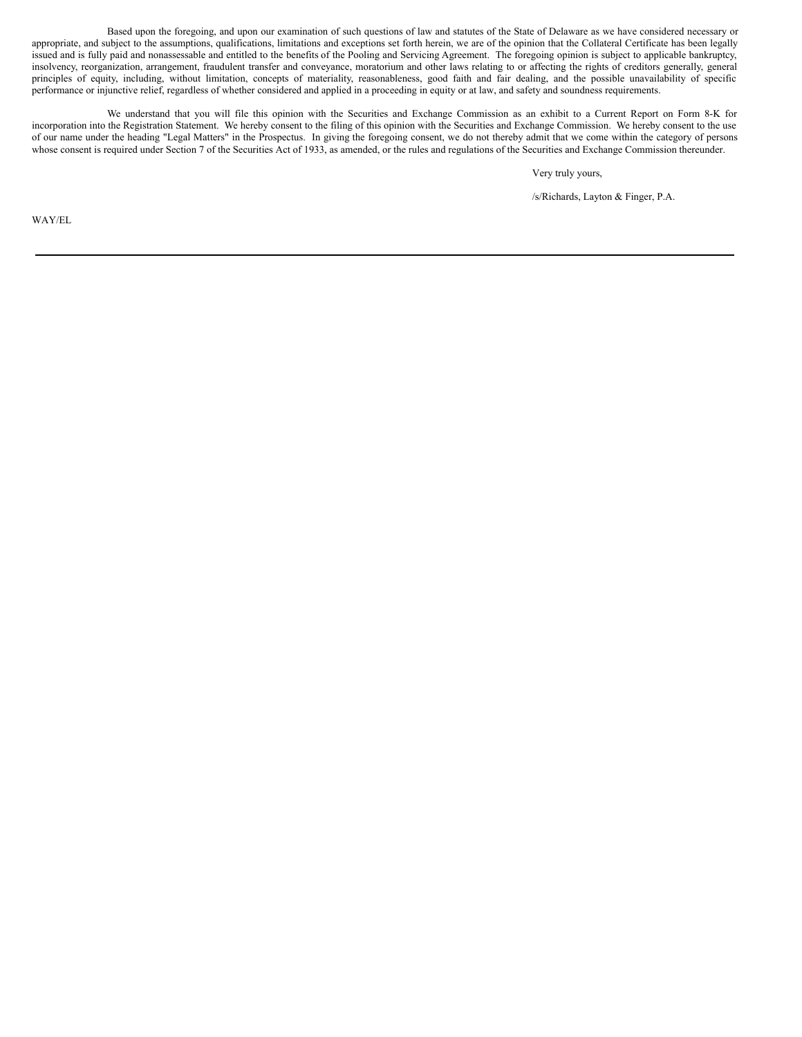Based upon the foregoing, and upon our examination of such questions of law and statutes of the State of Delaware as we have considered necessary or appropriate, and subject to the assumptions, qualifications, limitations and exceptions set forth herein, we are of the opinion that the Collateral Certificate has been legally issued and is fully paid and nonassessable and entitled to the benefits of the Pooling and Servicing Agreement. The foregoing opinion is subject to applicable bankruptcy, insolvency, reorganization, arrangement, fraudulent transfer and conveyance, moratorium and other laws relating to or affecting the rights of creditors generally, general principles of equity, including, without limitation, concepts of materiality, reasonableness, good faith and fair dealing, and the possible unavailability of specific performance or injunctive relief, regardless of whether considered and applied in a proceeding in equity or at law, and safety and soundness requirements.

We understand that you will file this opinion with the Securities and Exchange Commission as an exhibit to a Current Report on Form 8-K for incorporation into the Registration Statement. We hereby consent to the filing of this opinion with the Securities and Exchange Commission. We hereby consent to the use of our name under the heading "Legal Matters" in the Prospectus. In giving the foregoing consent, we do not thereby admit that we come within the category of persons whose consent is required under Section 7 of the Securities Act of 1933, as amended, or the rules and regulations of the Securities and Exchange Commission thereunder.

Very truly yours,

/s/Richards, Layton & Finger, P.A.

WAY/EL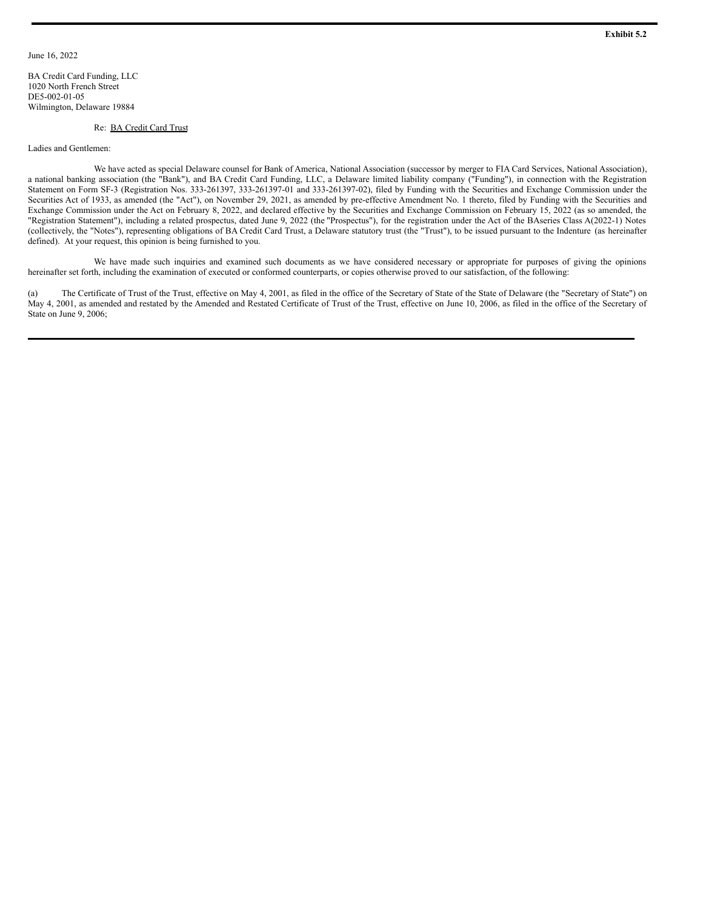**Exhibit 5.2**

June 16, 2022

BA Credit Card Funding, LLC
1020 North French Street
DE5-002-01-05
Wilmington, Delaware 19884

Re: BA Credit Card Trust

Ladies and Gentlemen:

We have acted as special Delaware counsel for Bank of America, National Association (successor by merger to FIA Card Services, National Association), a national banking association (the "Bank"), and BA Credit Card Funding, LLC, a Delaware limited liability company ("Funding"), in connection with the Registration Statement on Form SF-3 (Registration Nos. 333-261397, 333-261397-01 and 333-261397-02), filed by Funding with the Securities and Exchange Commission under the Securities Act of 1933, as amended (the "Act"), on November 29, 2021, as amended by pre-effective Amendment No. 1 thereto, filed by Funding with the Securities and Exchange Commission under the Act on February 8, 2022, and declared effective by the Securities and Exchange Commission on February 15, 2022 (as so amended, the "Registration Statement"), including a related prospectus, dated June 9, 2022 (the "Prospectus"), for the registration under the Act of the BAseries Class A(2022-1) Notes (collectively, the "Notes"), representing obligations of BA Credit Card Trust, a Delaware statutory trust (the "Trust"), to be issued pursuant to the Indenture (as hereinafter defined). At your request, this opinion is being furnished to you.

We have made such inquiries and examined such documents as we have considered necessary or appropriate for purposes of giving the opinions hereinafter set forth, including the examination of executed or conformed counterparts, or copies otherwise proved to our satisfaction, of the following:

(a) The Certificate of Trust of the Trust, effective on May 4, 2001, as filed in the office of the Secretary of State of the State of Delaware (the "Secretary of State") on May 4, 2001, as amended and restated by the Amended and Restated Certificate of Trust of the Trust, effective on June 10, 2006, as filed in the office of the Secretary of State on June 9, 2006;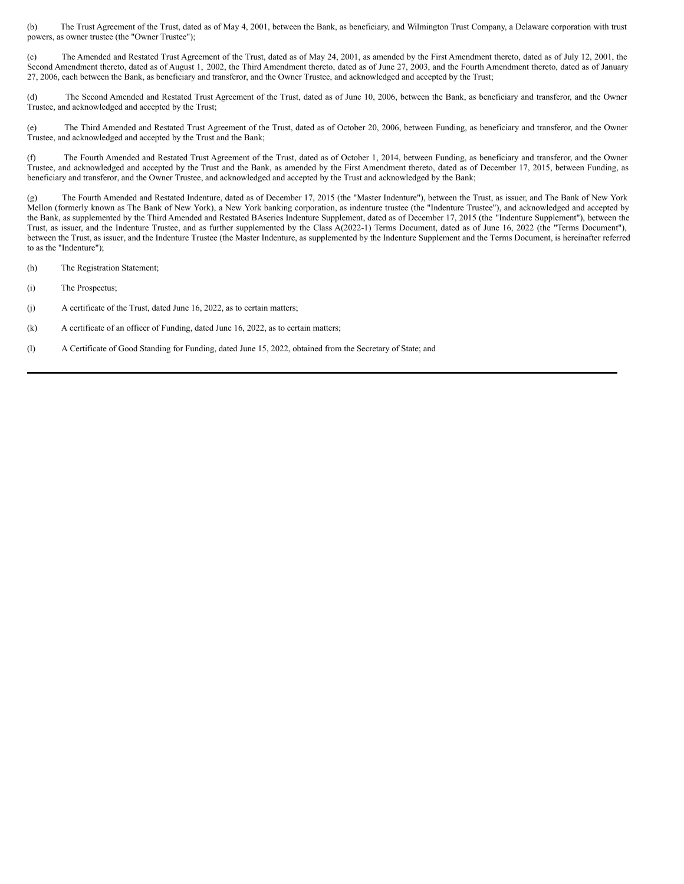(b) The Trust Agreement of the Trust, dated as of May 4, 2001, between the Bank, as beneficiary, and Wilmington Trust Company, a Delaware corporation with trust powers, as owner trustee (the "Owner Trustee");

(c) The Amended and Restated Trust Agreement of the Trust, dated as of May 24, 2001, as amended by the First Amendment thereto, dated as of July 12, 2001, the Second Amendment thereto, dated as of August 1, 2002, the Third Amendment thereto, dated as of June 27, 2003, and the Fourth Amendment thereto, dated as of January 27, 2006, each between the Bank, as beneficiary and transferor, and the Owner Trustee, and acknowledged and accepted by the Trust;

(d) The Second Amended and Restated Trust Agreement of the Trust, dated as of June 10, 2006, between the Bank, as beneficiary and transferor, and the Owner Trustee, and acknowledged and accepted by the Trust;

(e) The Third Amended and Restated Trust Agreement of the Trust, dated as of October 20, 2006, between Funding, as beneficiary and transferor, and the Owner Trustee, and acknowledged and accepted by the Trust and the Bank;

(f) The Fourth Amended and Restated Trust Agreement of the Trust, dated as of October 1, 2014, between Funding, as beneficiary and transferor, and the Owner Trustee, and acknowledged and accepted by the Trust and the Bank, as amended by the First Amendment thereto, dated as of December 17, 2015, between Funding, as beneficiary and transferor, and the Owner Trustee, and acknowledged and accepted by the Trust and acknowledged by the Bank;

(g) The Fourth Amended and Restated Indenture, dated as of December 17, 2015 (the "Master Indenture"), between the Trust, as issuer, and The Bank of New York Mellon (formerly known as The Bank of New York), a New York banking corporation, as indenture trustee (the "Indenture Trustee"), and acknowledged and accepted by the Bank, as supplemented by the Third Amended and Restated BAseries Indenture Supplement, dated as of December 17, 2015 (the "Indenture Supplement"), between the Trust, as issuer, and the Indenture Trustee, and as further supplemented by the Class A(2022-1) Terms Document, dated as of June 16, 2022 (the "Terms Document"), between the Trust, as issuer, and the Indenture Trustee (the Master Indenture, as supplemented by the Indenture Supplement and the Terms Document, is hereinafter referred to as the "Indenture");

(h) The Registration Statement;

(i) The Prospectus;

(j) A certificate of the Trust, dated June 16, 2022, as to certain matters;

(k) A certificate of an officer of Funding, dated June 16, 2022, as to certain matters;

(l) A Certificate of Good Standing for Funding, dated June 15, 2022, obtained from the Secretary of State; and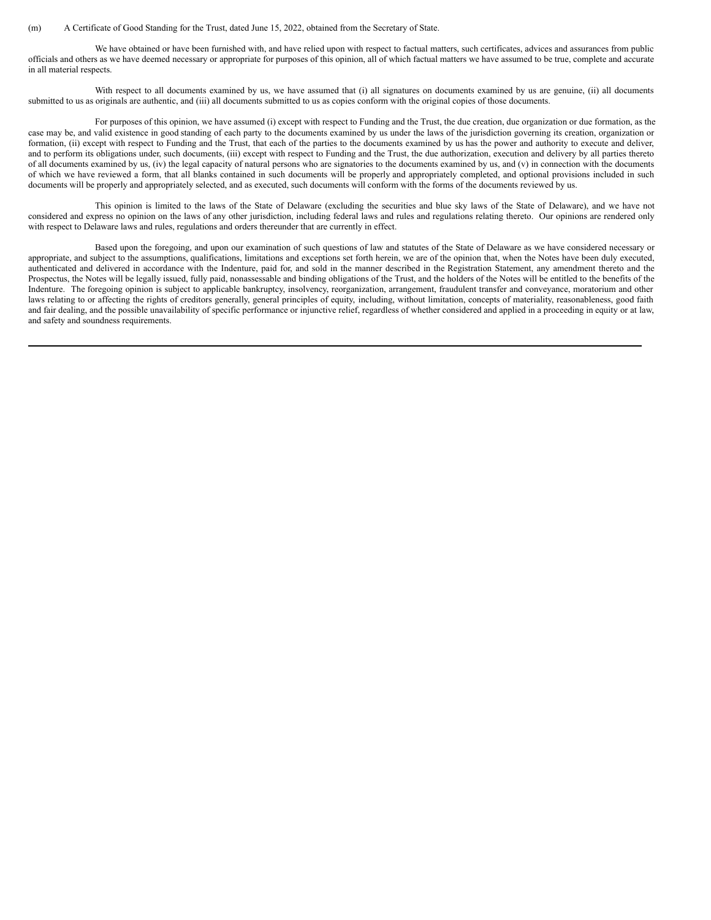(m) A Certificate of Good Standing for the Trust, dated June 15, 2022, obtained from the Secretary of State.

We have obtained or have been furnished with, and have relied upon with respect to factual matters, such certificates, advices and assurances from public officials and others as we have deemed necessary or appropriate for purposes of this opinion, all of which factual matters we have assumed to be true, complete and accurate in all material respects.

With respect to all documents examined by us, we have assumed that (i) all signatures on documents examined by us are genuine, (ii) all documents submitted to us as originals are authentic, and (iii) all documents submitted to us as copies conform with the original copies of those documents.

For purposes of this opinion, we have assumed (i) except with respect to Funding and the Trust, the due creation, due organization or due formation, as the case may be, and valid existence in good standing of each party to the documents examined by us under the laws of the jurisdiction governing its creation, organization or formation, (ii) except with respect to Funding and the Trust, that each of the parties to the documents examined by us has the power and authority to execute and deliver, and to perform its obligations under, such documents, (iii) except with respect to Funding and the Trust, the due authorization, execution and delivery by all parties thereto of all documents examined by us, (iv) the legal capacity of natural persons who are signatories to the documents examined by us, and (v) in connection with the documents of which we have reviewed a form, that all blanks contained in such documents will be properly and appropriately completed, and optional provisions included in such documents will be properly and appropriately selected, and as executed, such documents will conform with the forms of the documents reviewed by us.

This opinion is limited to the laws of the State of Delaware (excluding the securities and blue sky laws of the State of Delaware), and we have not considered and express no opinion on the laws of any other jurisdiction, including federal laws and rules and regulations relating thereto. Our opinions are rendered only with respect to Delaware laws and rules, regulations and orders thereunder that are currently in effect.

Based upon the foregoing, and upon our examination of such questions of law and statutes of the State of Delaware as we have considered necessary or appropriate, and subject to the assumptions, qualifications, limitations and exceptions set forth herein, we are of the opinion that, when the Notes have been duly executed, authenticated and delivered in accordance with the Indenture, paid for, and sold in the manner described in the Registration Statement, any amendment thereto and the Prospectus, the Notes will be legally issued, fully paid, nonassessable and binding obligations of the Trust, and the holders of the Notes will be entitled to the benefits of the Indenture. The foregoing opinion is subject to applicable bankruptcy, insolvency, reorganization, arrangement, fraudulent transfer and conveyance, moratorium and other laws relating to or affecting the rights of creditors generally, general principles of equity, including, without limitation, concepts of materiality, reasonableness, good faith and fair dealing, and the possible unavailability of specific performance or injunctive relief, regardless of whether considered and applied in a proceeding in equity or at law, and safety and soundness requirements.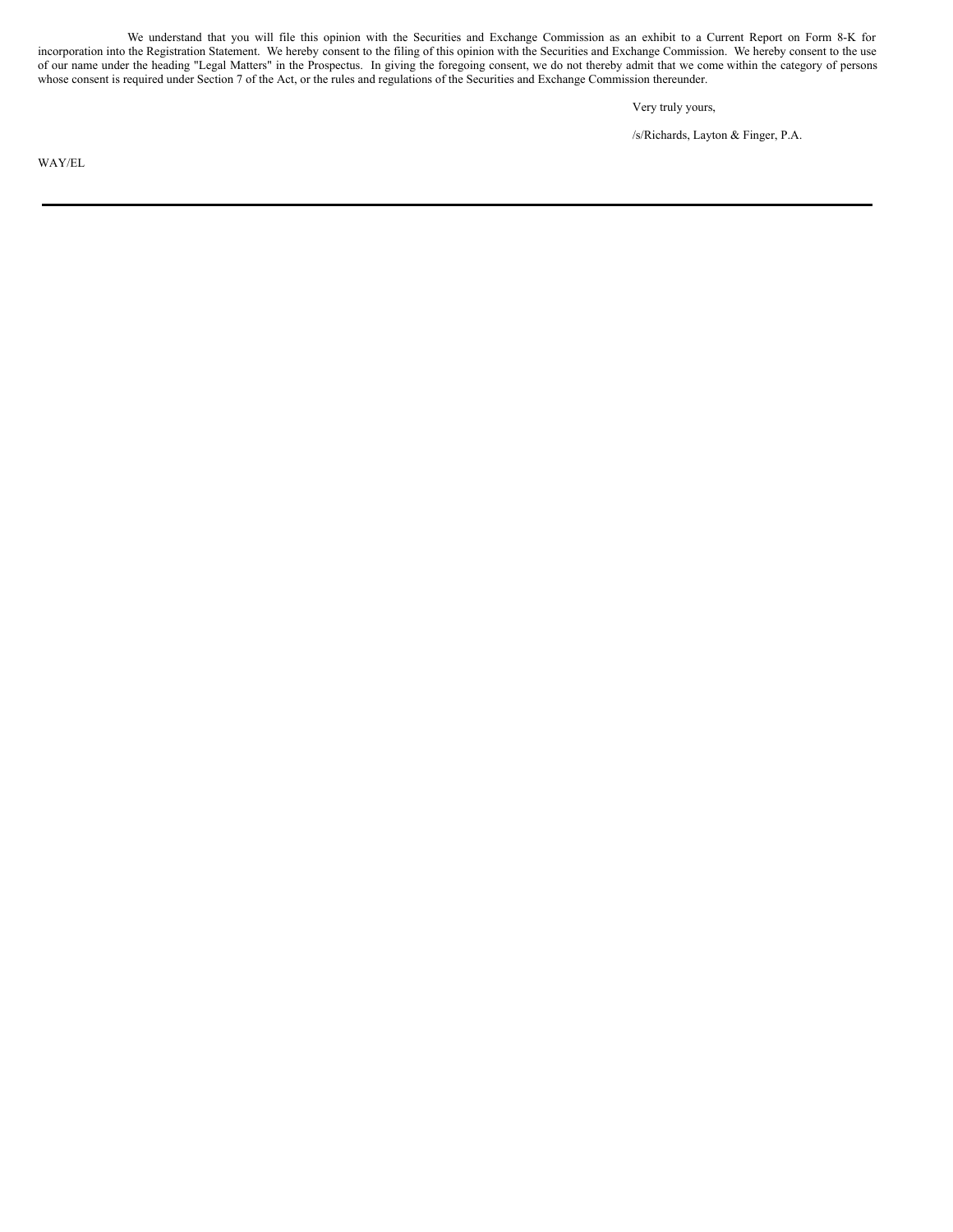We understand that you will file this opinion with the Securities and Exchange Commission as an exhibit to a Current Report on Form 8-K for incorporation into the Registration Statement. We hereby consent to the filing of this opinion with the Securities and Exchange Commission. We hereby consent to the use of our name under the heading "Legal Matters" in the Prospectus. In giving the foregoing consent, we do not thereby admit that we come within the category of persons whose consent is required under Section 7 of the Act, or the rules and regulations of the Securities and Exchange Commission thereunder.

Very truly yours,

/s/Richards, Layton & Finger, P.A.

WAY/EL